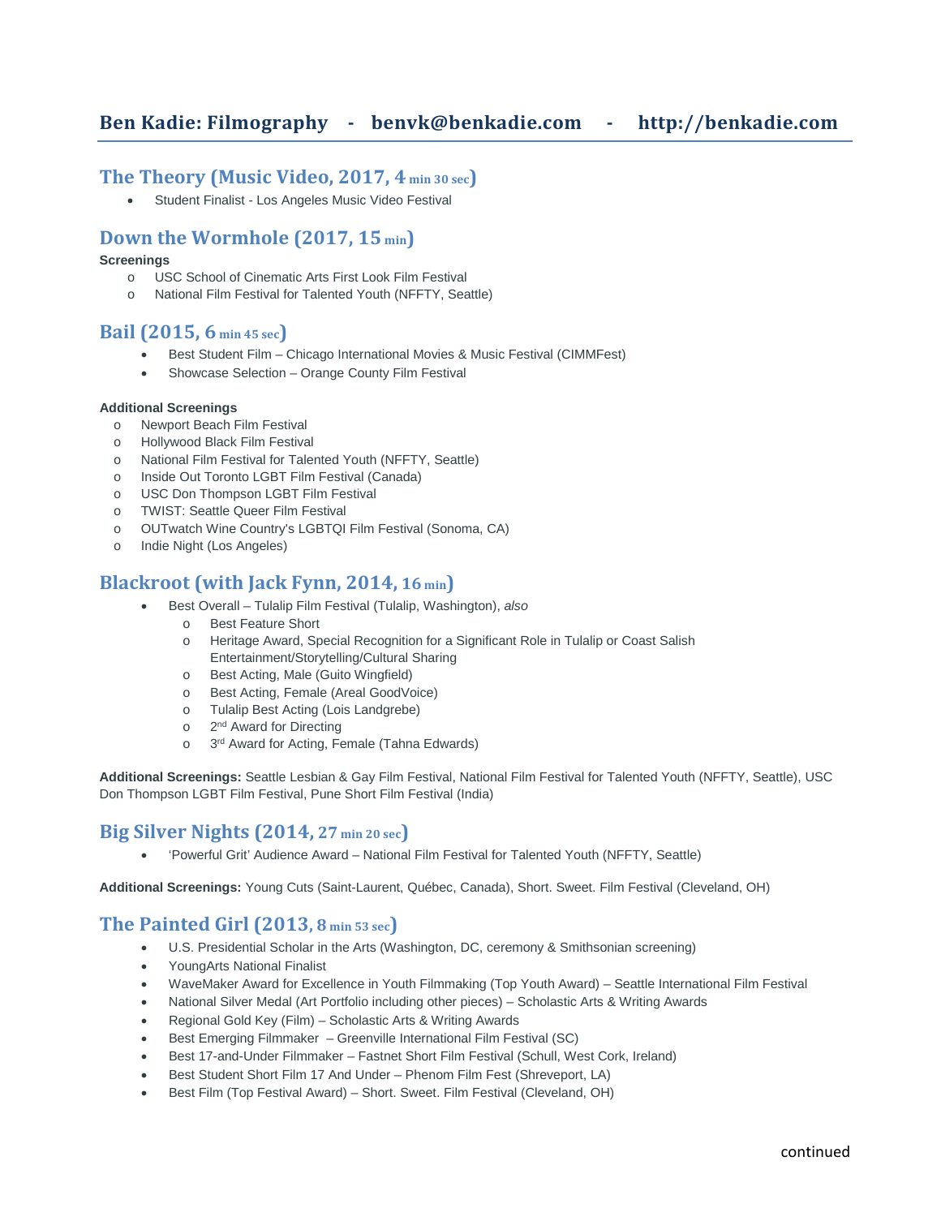# Ben Kadie: Filmography - benvk@benkadie.com - http://benkadie.com

## The Theory (Music Video, 2017, 4 min 30 sec)

- Student Finalist - Los Angeles Music Video Festival

## Down the Wormhole (2017, 15 min)

**Screenings**

- USC School of Cinematic Arts First Look Film Festival
- National Film Festival for Talented Youth (NFFTY, Seattle)

## Bail (2015, 6 min 45 sec)

- Best Student Film – Chicago International Movies & Music Festival (CIMMFest)
- Showcase Selection – Orange County Film Festival

**Additional Screenings**

- Newport Beach Film Festival
- Hollywood Black Film Festival
- National Film Festival for Talented Youth (NFFTY, Seattle)
- Inside Out Toronto LGBT Film Festival (Canada)
- USC Don Thompson LGBT Film Festival
- TWIST: Seattle Queer Film Festival
- OUTwatch Wine Country's LGBTQI Film Festival (Sonoma, CA)
- Indie Night (Los Angeles)

## Blackroot (with Jack Fynn, 2014, 16 min)

- Best Overall – Tulalip Film Festival (Tulalip, Washington), *also*
  - Best Feature Short
  - Heritage Award, Special Recognition for a Significant Role in Tulalip or Coast Salish Entertainment/Storytelling/Cultural Sharing
  - Best Acting, Male (Guito Wingfield)
  - Best Acting, Female (Areal GoodVoice)
  - Tulalip Best Acting (Lois Landgrebe)
  - 2nd Award for Directing
  - 3rd Award for Acting, Female (Tahna Edwards)

**Additional Screenings:** Seattle Lesbian & Gay Film Festival, National Film Festival for Talented Youth (NFFTY, Seattle), USC Don Thompson LGBT Film Festival, Pune Short Film Festival (India)

## Big Silver Nights (2014, 27 min 20 sec)

- 'Powerful Grit' Audience Award – National Film Festival for Talented Youth (NFFTY, Seattle)

**Additional Screenings:** Young Cuts (Saint-Laurent, Québec, Canada), Short. Sweet. Film Festival (Cleveland, OH)

## The Painted Girl (2013, 8 min 53 sec)

- U.S. Presidential Scholar in the Arts (Washington, DC, ceremony & Smithsonian screening)
- YoungArts National Finalist
- WaveMaker Award for Excellence in Youth Filmmaking (Top Youth Award) – Seattle International Film Festival
- National Silver Medal (Art Portfolio including other pieces) – Scholastic Arts & Writing Awards
- Regional Gold Key (Film) – Scholastic Arts & Writing Awards
- Best Emerging Filmmaker – Greenville International Film Festival (SC)
- Best 17-and-Under Filmmaker – Fastnet Short Film Festival (Schull, West Cork, Ireland)
- Best Student Short Film 17 And Under – Phenom Film Fest (Shreveport, LA)
- Best Film (Top Festival Award) – Short. Sweet. Film Festival (Cleveland, OH)

continued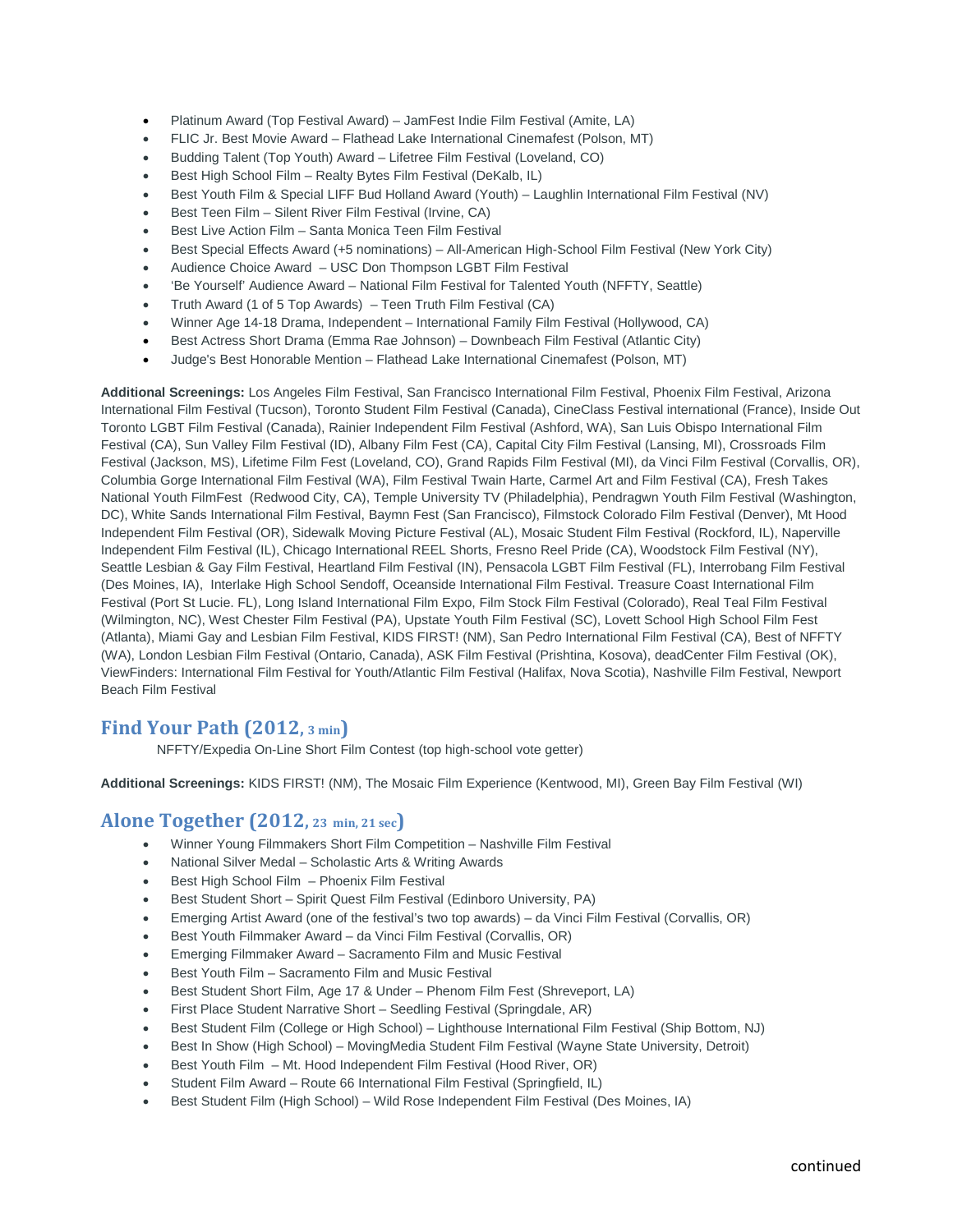- Platinum Award (Top Festival Award) – JamFest Indie Film Festival (Amite, LA)
- FLIC Jr. Best Movie Award – Flathead Lake International Cinemafest (Polson, MT)
- Budding Talent (Top Youth) Award – Lifetree Film Festival (Loveland, CO)
- Best High School Film – Realty Bytes Film Festival (DeKalb, IL)
- Best Youth Film & Special LIFF Bud Holland Award (Youth) – Laughlin International Film Festival (NV)
- Best Teen Film – Silent River Film Festival (Irvine, CA)
- Best Live Action Film – Santa Monica Teen Film Festival
- Best Special Effects Award (+5 nominations) – All-American High-School Film Festival (New York City)
- Audience Choice Award – USC Don Thompson LGBT Film Festival
- 'Be Yourself' Audience Award – National Film Festival for Talented Youth (NFFTY, Seattle)
- Truth Award (1 of 5 Top Awards) – Teen Truth Film Festival (CA)
- Winner Age 14-18 Drama, Independent – International Family Film Festival (Hollywood, CA)
- Best Actress Short Drama (Emma Rae Johnson) – Downbeach Film Festival (Atlantic City)
- Judge's Best Honorable Mention – Flathead Lake International Cinemafest (Polson, MT)

**Additional Screenings:** Los Angeles Film Festival, San Francisco International Film Festival, Phoenix Film Festival, Arizona International Film Festival (Tucson), Toronto Student Film Festival (Canada), CineClass Festival international (France), Inside Out Toronto LGBT Film Festival (Canada), Rainier Independent Film Festival (Ashford, WA), San Luis Obispo International Film Festival (CA), Sun Valley Film Festival (ID), Albany Film Fest (CA), Capital City Film Festival (Lansing, MI), Crossroads Film Festival (Jackson, MS), Lifetime Film Fest (Loveland, CO), Grand Rapids Film Festival (MI), da Vinci Film Festival (Corvallis, OR), Columbia Gorge International Film Festival (WA), Film Festival Twain Harte, Carmel Art and Film Festival (CA), Fresh Takes National Youth FilmFest (Redwood City, CA), Temple University TV (Philadelphia), Pendragwn Youth Film Festival (Washington, DC), White Sands International Film Festival, Baymn Fest (San Francisco), Filmstock Colorado Film Festival (Denver), Mt Hood Independent Film Festival (OR), Sidewalk Moving Picture Festival (AL), Mosaic Student Film Festival (Rockford, IL), Naperville Independent Film Festival (IL), Chicago International REEL Shorts, Fresno Reel Pride (CA), Woodstock Film Festival (NY), Seattle Lesbian & Gay Film Festival, Heartland Film Festival (IN), Pensacola LGBT Film Festival (FL), Interrobang Film Festival (Des Moines, IA), Interlake High School Sendoff, Oceanside International Film Festival. Treasure Coast International Film Festival (Port St Lucie. FL), Long Island International Film Expo, Film Stock Film Festival (Colorado), Real Teal Film Festival (Wilmington, NC), West Chester Film Festival (PA), Upstate Youth Film Festival (SC), Lovett School High School Film Fest (Atlanta), Miami Gay and Lesbian Film Festival, KIDS FIRST! (NM), San Pedro International Film Festival (CA), Best of NFFTY (WA), London Lesbian Film Festival (Ontario, Canada), ASK Film Festival (Prishtina, Kosova), deadCenter Film Festival (OK), ViewFinders: International Film Festival for Youth/Atlantic Film Festival (Halifax, Nova Scotia), Nashville Film Festival, Newport Beach Film Festival

## Find Your Path (2012, 3 min)

NFFTY/Expedia On-Line Short Film Contest (top high-school vote getter)

**Additional Screenings:** KIDS FIRST! (NM), The Mosaic Film Experience (Kentwood, MI), Green Bay Film Festival (WI)

## Alone Together (2012, 23 min, 21 sec)

- Winner Young Filmmakers Short Film Competition – Nashville Film Festival
- National Silver Medal – Scholastic Arts & Writing Awards
- Best High School Film – Phoenix Film Festival
- Best Student Short – Spirit Quest Film Festival (Edinboro University, PA)
- Emerging Artist Award (one of the festival's two top awards) – da Vinci Film Festival (Corvallis, OR)
- Best Youth Filmmaker Award – da Vinci Film Festival (Corvallis, OR)
- Emerging Filmmaker Award – Sacramento Film and Music Festival
- Best Youth Film – Sacramento Film and Music Festival
- Best Student Short Film, Age 17 & Under – Phenom Film Fest (Shreveport, LA)
- First Place Student Narrative Short – Seedling Festival (Springdale, AR)
- Best Student Film (College or High School) – Lighthouse International Film Festival (Ship Bottom, NJ)
- Best In Show (High School) – MovingMedia Student Film Festival (Wayne State University, Detroit)
- Best Youth Film – Mt. Hood Independent Film Festival (Hood River, OR)
- Student Film Award – Route 66 International Film Festival (Springfield, IL)
- Best Student Film (High School) – Wild Rose Independent Film Festival (Des Moines, IA)

continued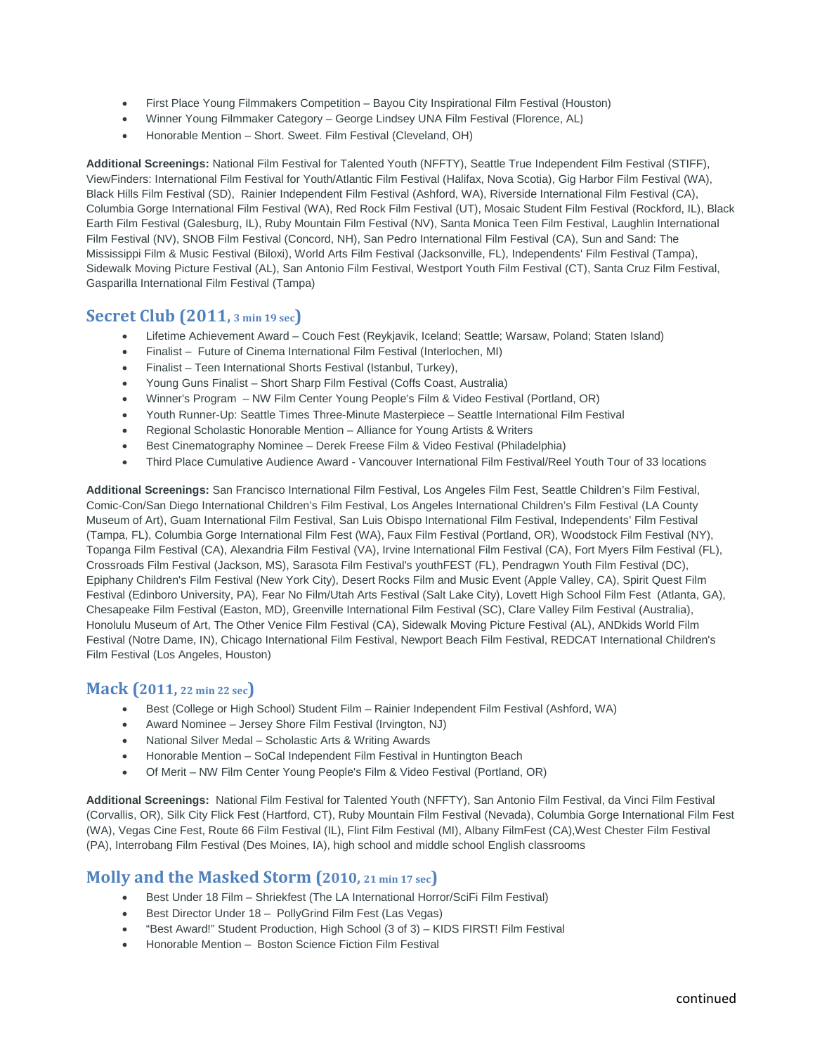- First Place Young Filmmakers Competition – Bayou City Inspirational Film Festival (Houston)
- Winner Young Filmmaker Category – George Lindsey UNA Film Festival (Florence, AL)
- Honorable Mention – Short. Sweet. Film Festival (Cleveland, OH)

**Additional Screenings:** National Film Festival for Talented Youth (NFFTY), Seattle True Independent Film Festival (STIFF), ViewFinders: International Film Festival for Youth/Atlantic Film Festival (Halifax, Nova Scotia), Gig Harbor Film Festival (WA), Black Hills Film Festival (SD), Rainier Independent Film Festival (Ashford, WA), Riverside International Film Festival (CA), Columbia Gorge International Film Festival (WA), Red Rock Film Festival (UT), Mosaic Student Film Festival (Rockford, IL), Black Earth Film Festival (Galesburg, IL), Ruby Mountain Film Festival (NV), Santa Monica Teen Film Festival, Laughlin International Film Festival (NV), SNOB Film Festival (Concord, NH), San Pedro International Film Festival (CA), Sun and Sand: The Mississippi Film & Music Festival (Biloxi), World Arts Film Festival (Jacksonville, FL), Independents' Film Festival (Tampa), Sidewalk Moving Picture Festival (AL), San Antonio Film Festival, Westport Youth Film Festival (CT), Santa Cruz Film Festival, Gasparilla International Film Festival (Tampa)

## Secret Club (2011, 3 min 19 sec)

- Lifetime Achievement Award – Couch Fest (Reykjavik, Iceland; Seattle; Warsaw, Poland; Staten Island)
- Finalist – Future of Cinema International Film Festival (Interlochen, MI)
- Finalist – Teen International Shorts Festival (Istanbul, Turkey),
- Young Guns Finalist – Short Sharp Film Festival (Coffs Coast, Australia)
- Winner's Program – NW Film Center Young People's Film & Video Festival (Portland, OR)
- Youth Runner-Up: Seattle Times Three-Minute Masterpiece – Seattle International Film Festival
- Regional Scholastic Honorable Mention – Alliance for Young Artists & Writers
- Best Cinematography Nominee – Derek Freese Film & Video Festival (Philadelphia)
- Third Place Cumulative Audience Award - Vancouver International Film Festival/Reel Youth Tour of 33 locations

**Additional Screenings:** San Francisco International Film Festival, Los Angeles Film Fest, Seattle Children's Film Festival, Comic-Con/San Diego International Children's Film Festival, Los Angeles International Children's Film Festival (LA County Museum of Art), Guam International Film Festival, San Luis Obispo International Film Festival, Independents' Film Festival (Tampa, FL), Columbia Gorge International Film Fest (WA), Faux Film Festival (Portland, OR), Woodstock Film Festival (NY), Topanga Film Festival (CA), Alexandria Film Festival (VA), Irvine International Film Festival (CA), Fort Myers Film Festival (FL), Crossroads Film Festival (Jackson, MS), Sarasota Film Festival's youthFEST (FL), Pendragwn Youth Film Festival (DC), Epiphany Children's Film Festival (New York City), Desert Rocks Film and Music Event (Apple Valley, CA), Spirit Quest Film Festival (Edinboro University, PA), Fear No Film/Utah Arts Festival (Salt Lake City), Lovett High School Film Fest (Atlanta, GA), Chesapeake Film Festival (Easton, MD), Greenville International Film Festival (SC), Clare Valley Film Festival (Australia), Honolulu Museum of Art, The Other Venice Film Festival (CA), Sidewalk Moving Picture Festival (AL), ANDkids World Film Festival (Notre Dame, IN), Chicago International Film Festival, Newport Beach Film Festival, REDCAT International Children's Film Festival (Los Angeles, Houston)

## Mack (2011, 22 min 22 sec)

- Best (College or High School) Student Film – Rainier Independent Film Festival (Ashford, WA)
- Award Nominee – Jersey Shore Film Festival (Irvington, NJ)
- National Silver Medal – Scholastic Arts & Writing Awards
- Honorable Mention – SoCal Independent Film Festival in Huntington Beach
- Of Merit – NW Film Center Young People's Film & Video Festival (Portland, OR)

**Additional Screenings:** National Film Festival for Talented Youth (NFFTY), San Antonio Film Festival, da Vinci Film Festival (Corvallis, OR), Silk City Flick Fest (Hartford, CT), Ruby Mountain Film Festival (Nevada), Columbia Gorge International Film Fest (WA), Vegas Cine Fest, Route 66 Film Festival (IL), Flint Film Festival (MI), Albany FilmFest (CA),West Chester Film Festival (PA), Interrobang Film Festival (Des Moines, IA), high school and middle school English classrooms

## Molly and the Masked Storm (2010, 21 min 17 sec)

- Best Under 18 Film – Shriekfest (The LA International Horror/SciFi Film Festival)
- Best Director Under 18 – PollyGrind Film Fest (Las Vegas)
- "Best Award!" Student Production, High School (3 of 3) – KIDS FIRST! Film Festival
- Honorable Mention – Boston Science Fiction Film Festival

continued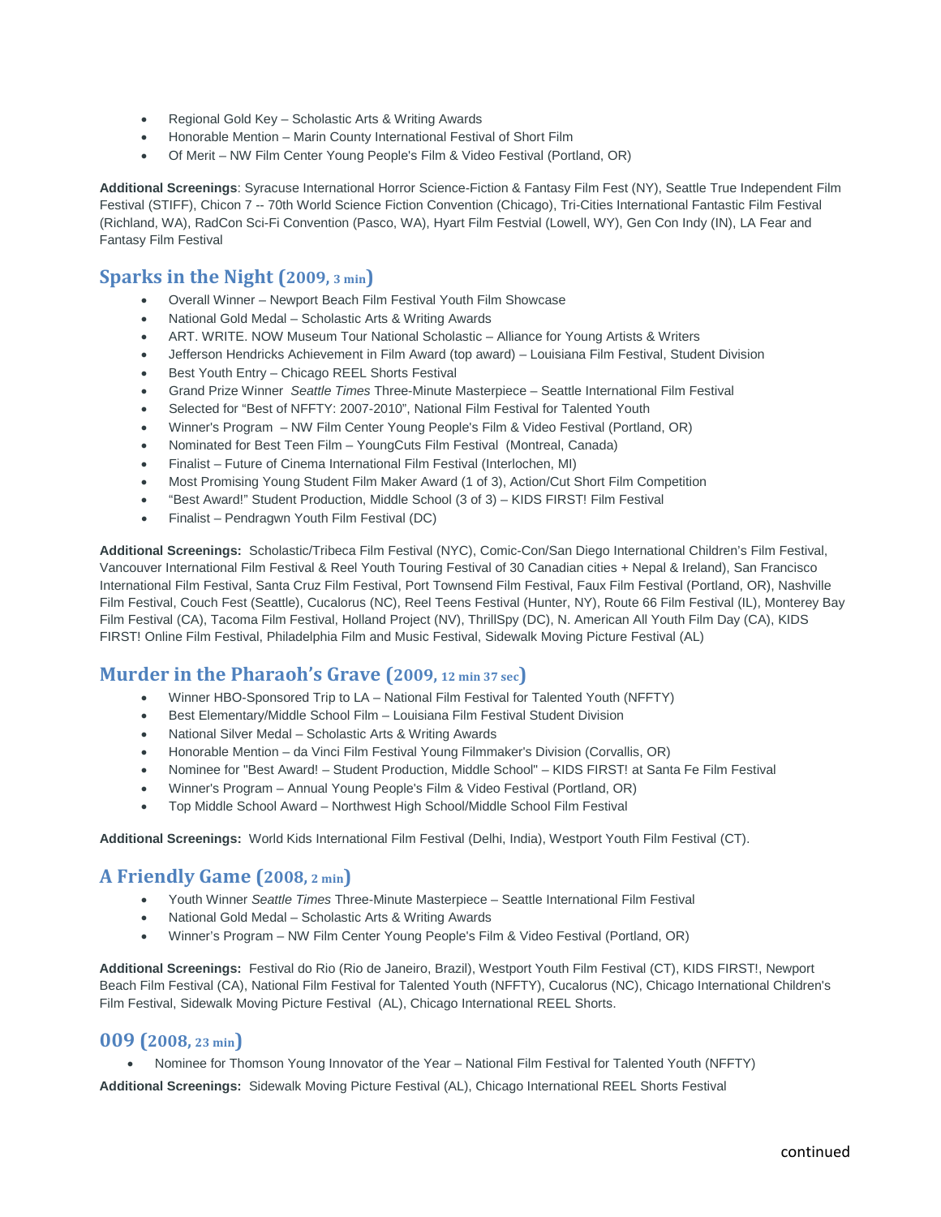- Regional Gold Key – Scholastic Arts & Writing Awards
- Honorable Mention – Marin County International Festival of Short Film
- Of Merit – NW Film Center Young People's Film & Video Festival (Portland, OR)

**Additional Screenings**: Syracuse International Horror Science-Fiction & Fantasy Film Fest (NY), Seattle True Independent Film Festival (STIFF), Chicon 7 -- 70th World Science Fiction Convention (Chicago), Tri-Cities International Fantastic Film Festival (Richland, WA), RadCon Sci-Fi Convention (Pasco, WA), Hyart Film Festvial (Lowell, WY), Gen Con Indy (IN), LA Fear and Fantasy Film Festival

## Sparks in the Night (2009, 3 min)

- Overall Winner – Newport Beach Film Festival Youth Film Showcase
- National Gold Medal – Scholastic Arts & Writing Awards
- ART. WRITE. NOW Museum Tour National Scholastic – Alliance for Young Artists & Writers
- Jefferson Hendricks Achievement in Film Award (top award) – Louisiana Film Festival, Student Division
- Best Youth Entry – Chicago REEL Shorts Festival
- Grand Prize Winner *Seattle Times* Three-Minute Masterpiece – Seattle International Film Festival
- Selected for "Best of NFFTY: 2007-2010", National Film Festival for Talented Youth
- Winner's Program – NW Film Center Young People's Film & Video Festival (Portland, OR)
- Nominated for Best Teen Film – YoungCuts Film Festival (Montreal, Canada)
- Finalist – Future of Cinema International Film Festival (Interlochen, MI)
- Most Promising Young Student Film Maker Award (1 of 3), Action/Cut Short Film Competition
- "Best Award!" Student Production, Middle School (3 of 3) – KIDS FIRST! Film Festival
- Finalist – Pendragwn Youth Film Festival (DC)

**Additional Screenings:** Scholastic/Tribeca Film Festival (NYC), Comic-Con/San Diego International Children's Film Festival, Vancouver International Film Festival & Reel Youth Touring Festival of 30 Canadian cities + Nepal & Ireland), San Francisco International Film Festival, Santa Cruz Film Festival, Port Townsend Film Festival, Faux Film Festival (Portland, OR), Nashville Film Festival, Couch Fest (Seattle), Cucalorus (NC), Reel Teens Festival (Hunter, NY), Route 66 Film Festival (IL), Monterey Bay Film Festival (CA), Tacoma Film Festival, Holland Project (NV), ThrillSpy (DC), N. American All Youth Film Day (CA), KIDS FIRST! Online Film Festival, Philadelphia Film and Music Festival, Sidewalk Moving Picture Festival (AL)

## Murder in the Pharaoh's Grave (2009, 12 min 37 sec)

- Winner HBO-Sponsored Trip to LA – National Film Festival for Talented Youth (NFFTY)
- Best Elementary/Middle School Film – Louisiana Film Festival Student Division
- National Silver Medal – Scholastic Arts & Writing Awards
- Honorable Mention – da Vinci Film Festival Young Filmmaker's Division (Corvallis, OR)
- Nominee for "Best Award! – Student Production, Middle School" – KIDS FIRST! at Santa Fe Film Festival
- Winner's Program – Annual Young People's Film & Video Festival (Portland, OR)
- Top Middle School Award – Northwest High School/Middle School Film Festival

**Additional Screenings:** World Kids International Film Festival (Delhi, India), Westport Youth Film Festival (CT).

## A Friendly Game (2008, 2 min)

- Youth Winner *Seattle Times* Three-Minute Masterpiece – Seattle International Film Festival
- National Gold Medal – Scholastic Arts & Writing Awards
- Winner's Program – NW Film Center Young People's Film & Video Festival (Portland, OR)

**Additional Screenings:** Festival do Rio (Rio de Janeiro, Brazil), Westport Youth Film Festival (CT), KIDS FIRST!, Newport Beach Film Festival (CA), National Film Festival for Talented Youth (NFFTY), Cucalorus (NC), Chicago International Children's Film Festival, Sidewalk Moving Picture Festival (AL), Chicago International REEL Shorts.

## 009 (2008, 23 min)

- Nominee for Thomson Young Innovator of the Year – National Film Festival for Talented Youth (NFFTY)

**Additional Screenings:** Sidewalk Moving Picture Festival (AL), Chicago International REEL Shorts Festival

continued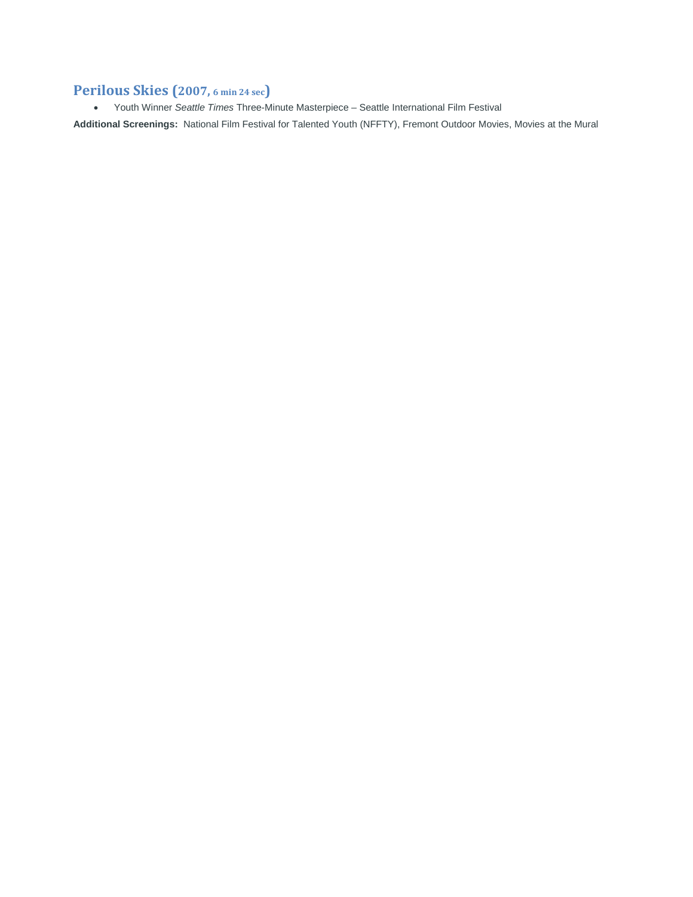## Perilous Skies (2007, 6 min 24 sec)

- Youth Winner *Seattle Times* Three-Minute Masterpiece – Seattle International Film Festival

**Additional Screenings:** National Film Festival for Talented Youth (NFFTY), Fremont Outdoor Movies, Movies at the Mural